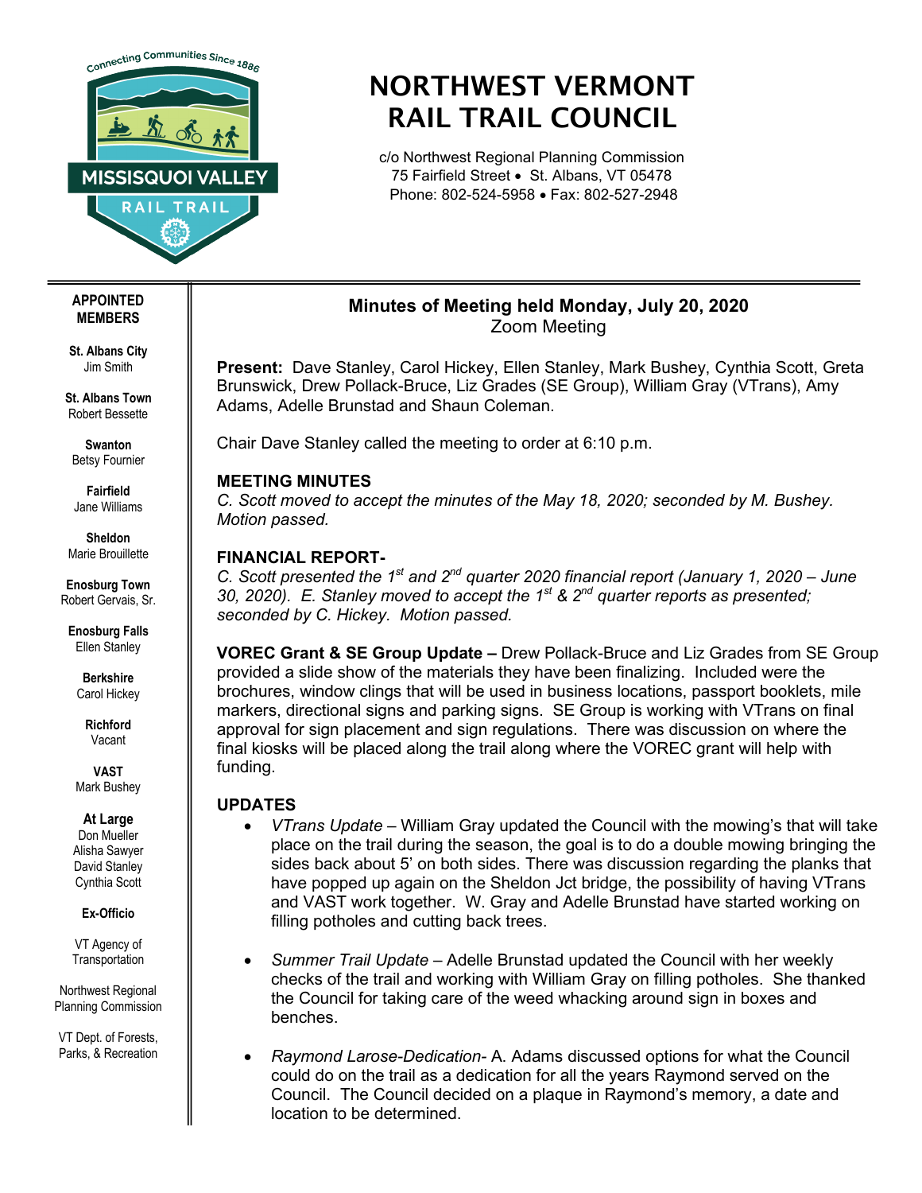# NORTHWEST VERMONT RAIL TRAIL COUNCIL

c/o Northwest Regional Planning Commission
75 Fairfield Street • St. Albans, VT 05478
Phone: 802-524-5958 • Fax: 802-527-2948

**APPOINTED MEMBERS**

**St. Albans City**
Jim Smith

**St. Albans Town**
Robert Bessette

**Swanton**
Betsy Fournier

**Fairfield**
Jane Williams

**Sheldon**
Marie Brouillette

**Enosburg Town**
Robert Gervais, Sr.

**Enosburg Falls**
Ellen Stanley

**Berkshire**
Carol Hickey

**Richford**
Vacant

**VAST**
Mark Bushey

**At Large**
Don Mueller
Alisha Sawyer
David Stanley
Cynthia Scott

**Ex-Officio**

VT Agency of Transportation

Northwest Regional Planning Commission

VT Dept. of Forests, Parks, & Recreation

## Minutes of Meeting held Monday, July 20, 2020
Zoom Meeting

**Present:** Dave Stanley, Carol Hickey, Ellen Stanley, Mark Bushey, Cynthia Scott, Greta Brunswick, Drew Pollack-Bruce, Liz Grades (SE Group), William Gray (VTrans), Amy Adams, Adelle Brunstad and Shaun Coleman.

Chair Dave Stanley called the meeting to order at 6:10 p.m.

### MEETING MINUTES

*C. Scott moved to accept the minutes of the May 18, 2020; seconded by M. Bushey. Motion passed.*

### FINANCIAL REPORT-

*C. Scott presented the 1st and 2nd quarter 2020 financial report (January 1, 2020 – June 30, 2020). E. Stanley moved to accept the 1st & 2nd quarter reports as presented; seconded by C. Hickey. Motion passed.*

**VOREC Grant & SE Group Update –** Drew Pollack-Bruce and Liz Grades from SE Group provided a slide show of the materials they have been finalizing. Included were the brochures, window clings that will be used in business locations, passport booklets, mile markers, directional signs and parking signs. SE Group is working with VTrans on final approval for sign placement and sign regulations. There was discussion on where the final kiosks will be placed along the trail along where the VOREC grant will help with funding.

### UPDATES

- *VTrans Update* – William Gray updated the Council with the mowing's that will take place on the trail during the season, the goal is to do a double mowing bringing the sides back about 5' on both sides. There was discussion regarding the planks that have popped up again on the Sheldon Jct bridge, the possibility of having VTrans and VAST work together. W. Gray and Adelle Brunstad have started working on filling potholes and cutting back trees.

- *Summer Trail Update* – Adelle Brunstad updated the Council with her weekly checks of the trail and working with William Gray on filling potholes. She thanked the Council for taking care of the weed whacking around sign in boxes and benches.

- *Raymond Larose-Dedication-* A. Adams discussed options for what the Council could do on the trail as a dedication for all the years Raymond served on the Council. The Council decided on a plaque in Raymond's memory, a date and location to be determined.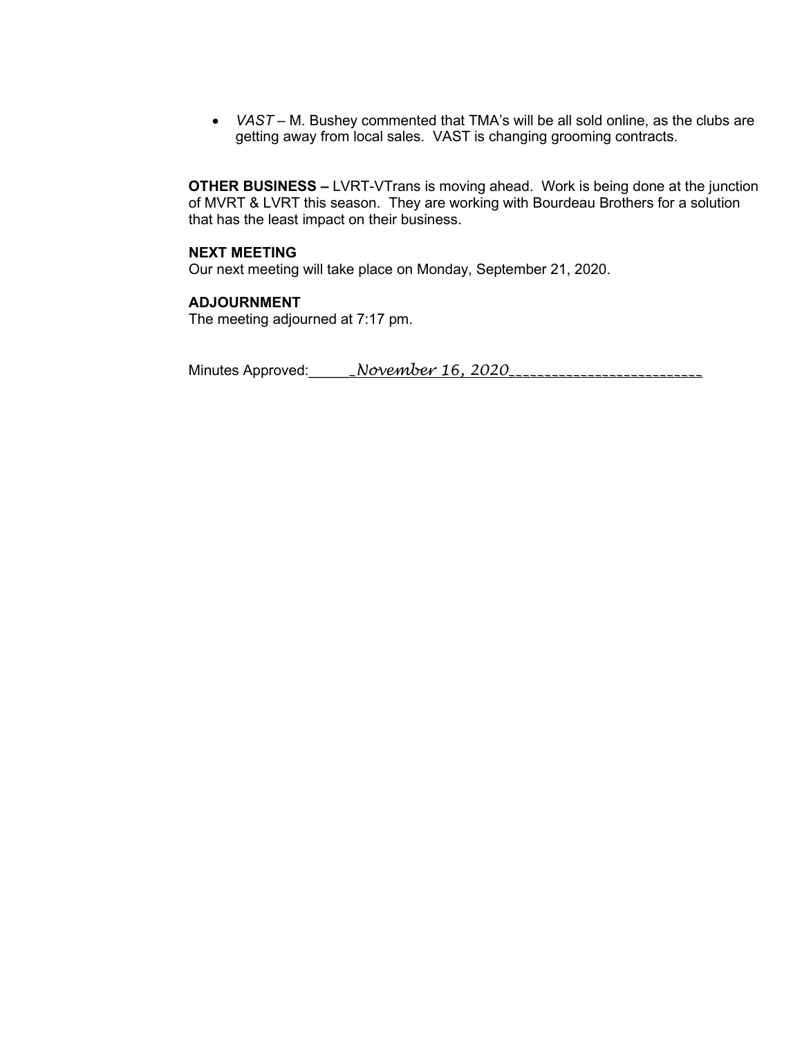- *VAST* – M. Bushey commented that TMA's will be all sold online, as the clubs are getting away from local sales. VAST is changing grooming contracts.

**OTHER BUSINESS –** LVRT-VTrans is moving ahead. Work is being done at the junction of MVRT & LVRT this season. They are working with Bourdeau Brothers for a solution that has the least impact on their business.

**NEXT MEETING**
Our next meeting will take place on Monday, September 21, 2020.

**ADJOURNMENT**
The meeting adjourned at 7:17 pm.

Minutes Approved:______*November 16, 2020*____________________________